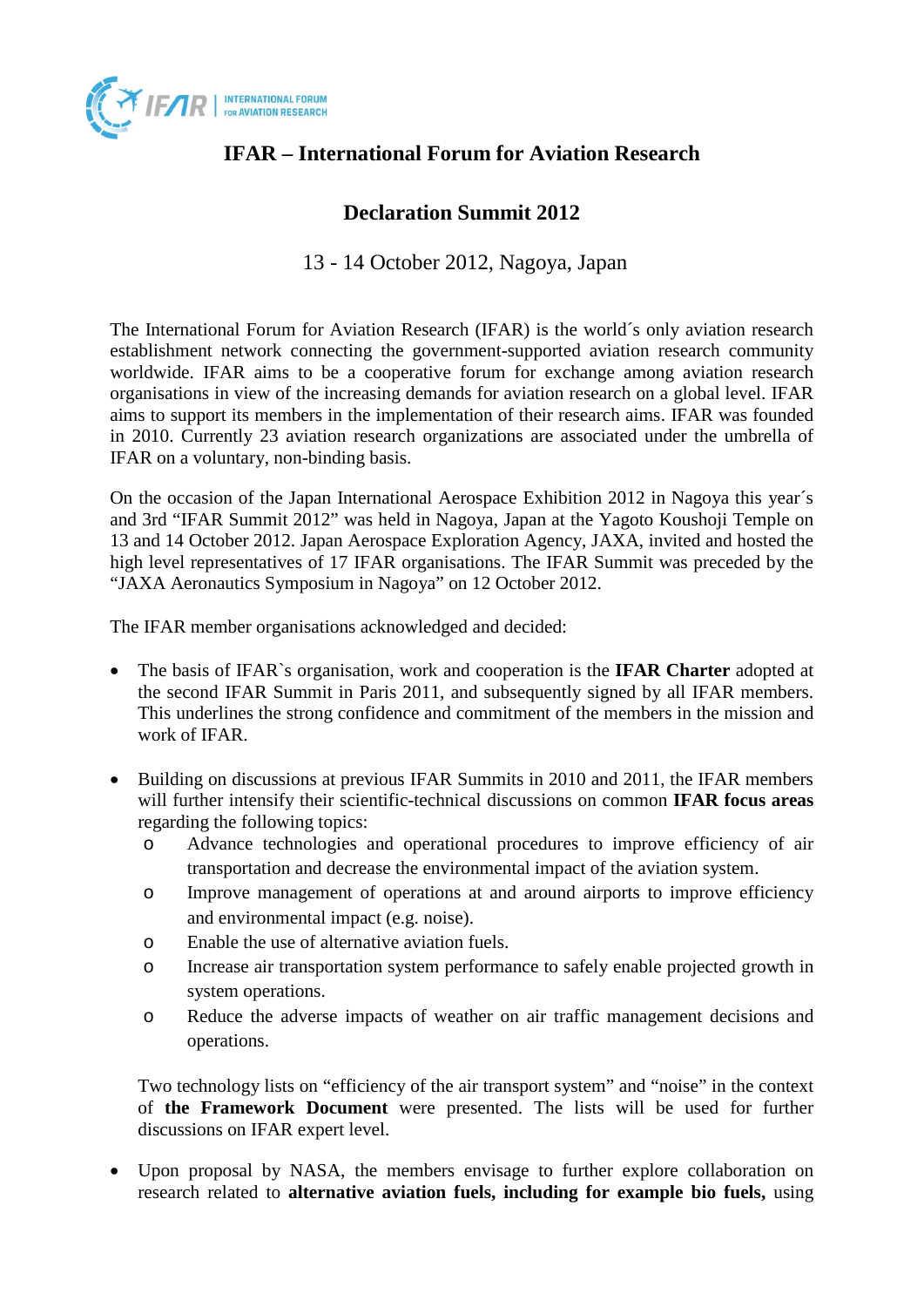# IFAR – International Forum for Aviation Research

## Declaration Summit 2012

13 - 14 October 2012, Nagoya, Japan

The International Forum for Aviation Research (IFAR) is the world´s only aviation research establishment network connecting the government-supported aviation research community worldwide. IFAR aims to be a cooperative forum for exchange among aviation research organisations in view of the increasing demands for aviation research on a global level. IFAR aims to support its members in the implementation of their research aims. IFAR was founded in 2010. Currently 23 aviation research organizations are associated under the umbrella of IFAR on a voluntary, non-binding basis.

On the occasion of the Japan International Aerospace Exhibition 2012 in Nagoya this year´s and 3rd "IFAR Summit 2012" was held in Nagoya, Japan at the Yagoto Koushoji Temple on 13 and 14 October 2012. Japan Aerospace Exploration Agency, JAXA, invited and hosted the high level representatives of 17 IFAR organisations. The IFAR Summit was preceded by the "JAXA Aeronautics Symposium in Nagoya" on 12 October 2012.

The IFAR member organisations acknowledged and decided:

- The basis of IFAR`s organisation, work and cooperation is the **IFAR Charter** adopted at the second IFAR Summit in Paris 2011, and subsequently signed by all IFAR members. This underlines the strong confidence and commitment of the members in the mission and work of IFAR.

- Building on discussions at previous IFAR Summits in 2010 and 2011, the IFAR members will further intensify their scientific-technical discussions on common **IFAR focus areas** regarding the following topics:
  - Advance technologies and operational procedures to improve efficiency of air transportation and decrease the environmental impact of the aviation system.
  - Improve management of operations at and around airports to improve efficiency and environmental impact (e.g. noise).
  - Enable the use of alternative aviation fuels.
  - Increase air transportation system performance to safely enable projected growth in system operations.
  - Reduce the adverse impacts of weather on air traffic management decisions and operations.

  Two technology lists on "efficiency of the air transport system" and "noise" in the context of **the Framework Document** were presented. The lists will be used for further discussions on IFAR expert level.

- Upon proposal by NASA, the members envisage to further explore collaboration on research related to **alternative aviation fuels, including for example bio fuels,** using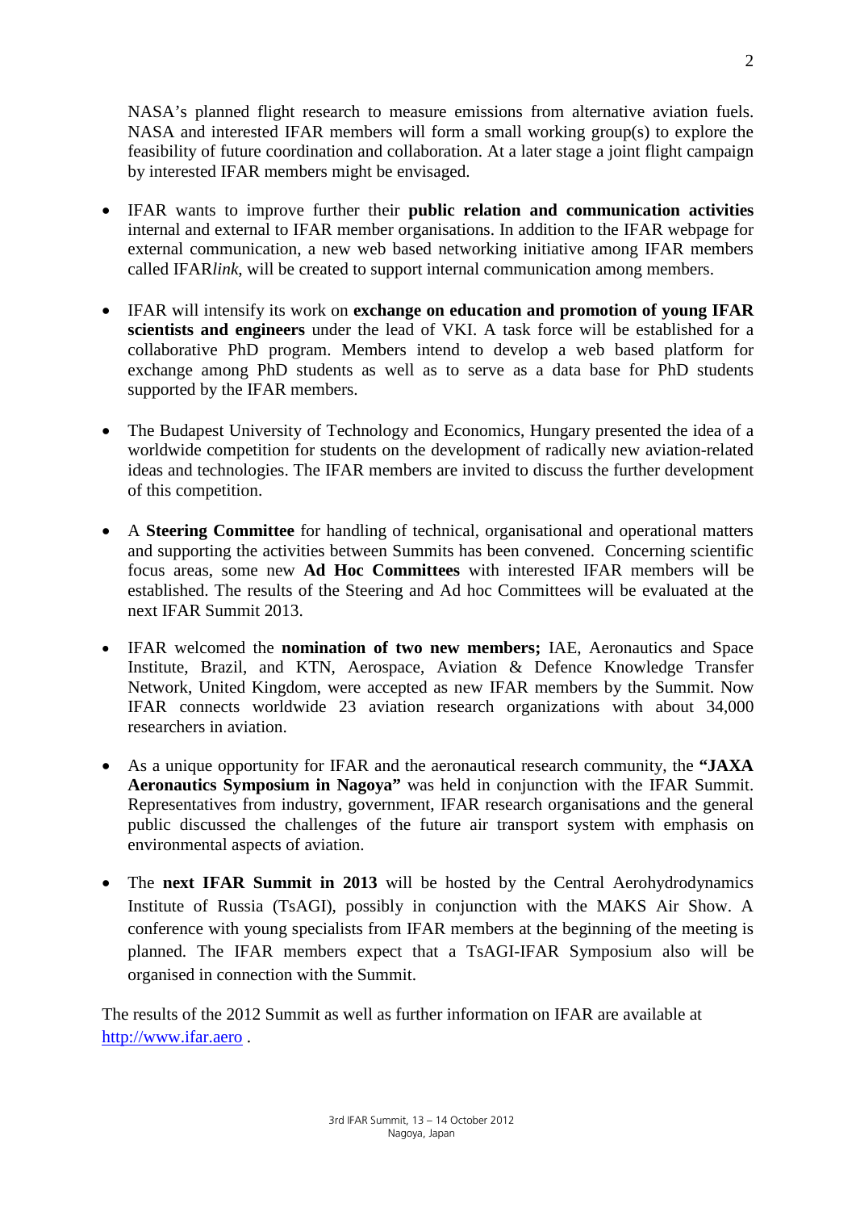NASA's planned flight research to measure emissions from alternative aviation fuels. NASA and interested IFAR members will form a small working group(s) to explore the feasibility of future coordination and collaboration. At a later stage a joint flight campaign by interested IFAR members might be envisaged.

- IFAR wants to improve further their **public relation and communication activities** internal and external to IFAR member organisations. In addition to the IFAR webpage for external communication, a new web based networking initiative among IFAR members called IFAR*link*, will be created to support internal communication among members.

- IFAR will intensify its work on **exchange on education and promotion of young IFAR scientists and engineers** under the lead of VKI. A task force will be established for a collaborative PhD program. Members intend to develop a web based platform for exchange among PhD students as well as to serve as a data base for PhD students supported by the IFAR members.

- The Budapest University of Technology and Economics, Hungary presented the idea of a worldwide competition for students on the development of radically new aviation-related ideas and technologies. The IFAR members are invited to discuss the further development of this competition.

- A **Steering Committee** for handling of technical, organisational and operational matters and supporting the activities between Summits has been convened. Concerning scientific focus areas, some new **Ad Hoc Committees** with interested IFAR members will be established. The results of the Steering and Ad hoc Committees will be evaluated at the next IFAR Summit 2013.

- IFAR welcomed the **nomination of two new members;** IAE, Aeronautics and Space Institute, Brazil, and KTN, Aerospace, Aviation & Defence Knowledge Transfer Network, United Kingdom, were accepted as new IFAR members by the Summit. Now IFAR connects worldwide 23 aviation research organizations with about 34,000 researchers in aviation.

- As a unique opportunity for IFAR and the aeronautical research community, the **"JAXA Aeronautics Symposium in Nagoya"** was held in conjunction with the IFAR Summit. Representatives from industry, government, IFAR research organisations and the general public discussed the challenges of the future air transport system with emphasis on environmental aspects of aviation.

- The **next IFAR Summit in 2013** will be hosted by the Central Aerohydrodynamics Institute of Russia (TsAGI), possibly in conjunction with the MAKS Air Show. A conference with young specialists from IFAR members at the beginning of the meeting is planned. The IFAR members expect that a TsAGI-IFAR Symposium also will be organised in connection with the Summit.

The results of the 2012 Summit as well as further information on IFAR are available at http://www.ifar.aero .